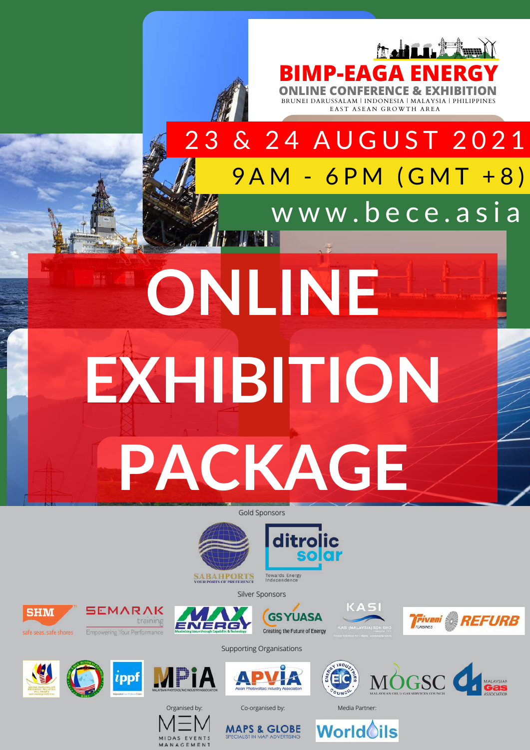# BIMP-EAGA ENERGY

## ONLINE CONFERENCE & EXHIBITION

BRUNEI DARUSSALAM | INDONESIA | MALAYSIA | PHILIPPINES

EAST ASEAN GROWTH AREA

**23 & 24 AUGUST 2021**

**9AM - 6PM (GMT +8)**

www.bece.asia

# ONLINE EXHIBITION PACKAGE

Gold Sponsors

SABAHPORTS — YOUR PORTS OF PREFERENCE

ditrolic solar — Towards Energy Independence

Silver Sponsors

SHM — safe seas, safe shores

SEMARAK training — Empowering Your Performance

MAX ENERGY — Maximising Value through Capability & Technology

GS YUASA — Creating the Future of Energy

KASI — KASI (MALAYSIA) SDN BHD

Triveni TURBINES REFURB

Supporting Organisations

BIBC

ippf

MPIA — MALAYSIAN PHOTOVOLTAIC INDUSTRY ASSOCIATION

APVIA — Asian Photovoltaic Industry Association

EIC — ENERGY INDUSTRIES COUNCIL

MOGSC — MALAYSIAN OIL & GAS SERVICES COUNCIL

MALAYSIAN GAS ASSOCIATION

Organised by:

MEM — MIDAS EVENTS MANAGEMENT

Co-organised by:

MAPS & GLOBE — SPECIALIST IN MAP ADVERTISING

Media Partner:

WorldOils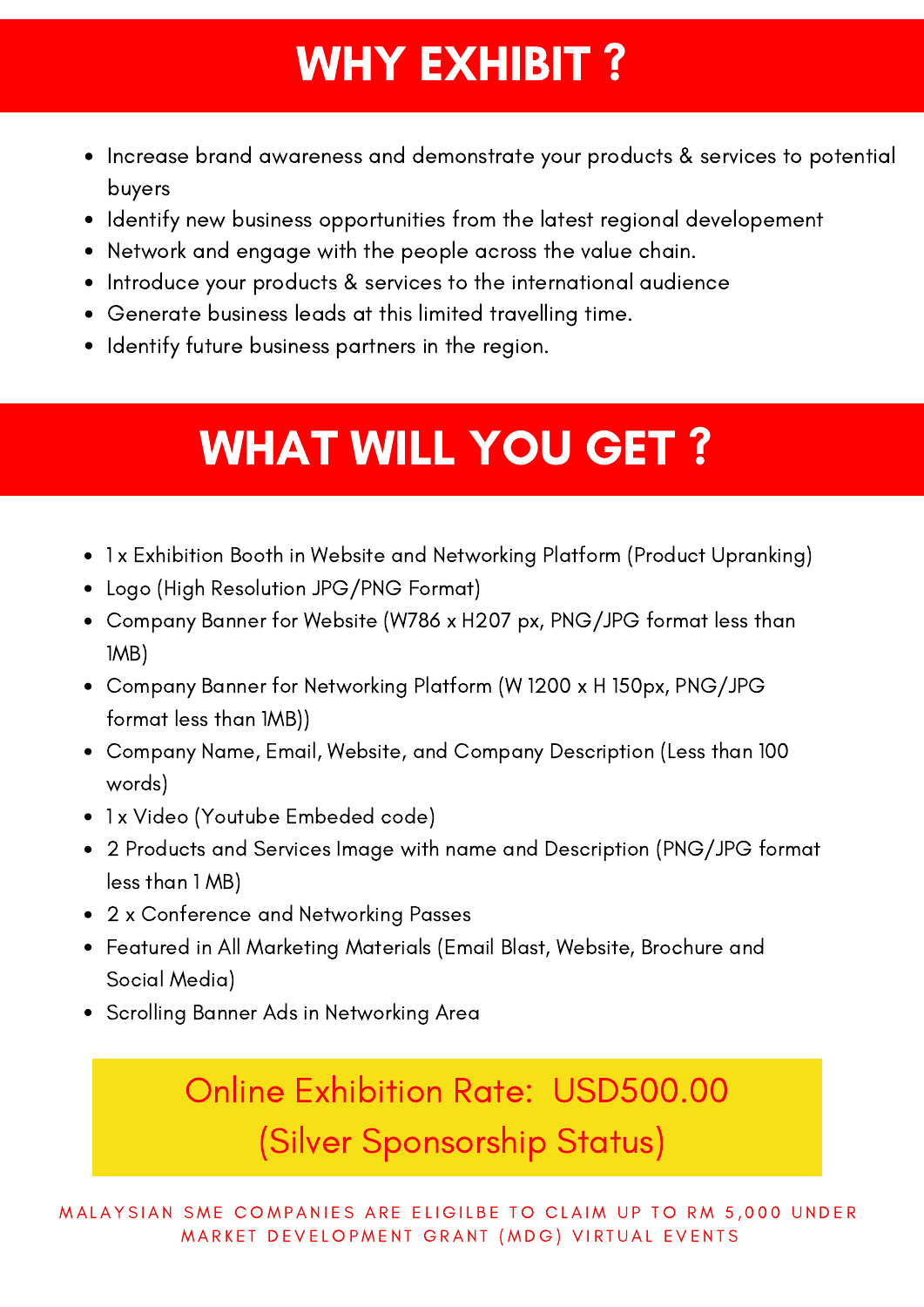# WHY EXHIBIT ?

- Increase brand awareness and demonstrate your products & services to potential buyers
- Identify new business opportunities from the latest regional developement
- Network and engage with the people across the value chain.
- Introduce your products & services to the international audience
- Generate business leads at this limited travelling time.
- Identify future business partners in the region.

# WHAT WILL YOU GET ?

- 1 x Exhibition Booth in Website and Networking Platform (Product Upranking)
- Logo (High Resolution JPG/PNG Format)
- Company Banner for Website (W786 x H207 px, PNG/JPG format less than 1MB)
- Company Banner for Networking Platform (W 1200 x H 150px, PNG/JPG format less than 1MB))
- Company Name, Email, Website, and Company Description (Less than 100 words)
- 1 x Video (Youtube Embeded code)
- 2 Products and Services Image with name and Description (PNG/JPG format less than 1 MB)
- 2 x Conference and Networking Passes
- Featured in All Marketing Materials (Email Blast, Website, Brochure and Social Media)
- Scrolling Banner Ads in Networking Area

**Online Exhibition Rate: USD500.00**
**(Silver Sponsorship Status)**

MALAYSIAN SME COMPANIES ARE ELIGILBE TO CLAIM UP TO RM 5,000 UNDER MARKET DEVELOPMENT GRANT (MDG) VIRTUAL EVENTS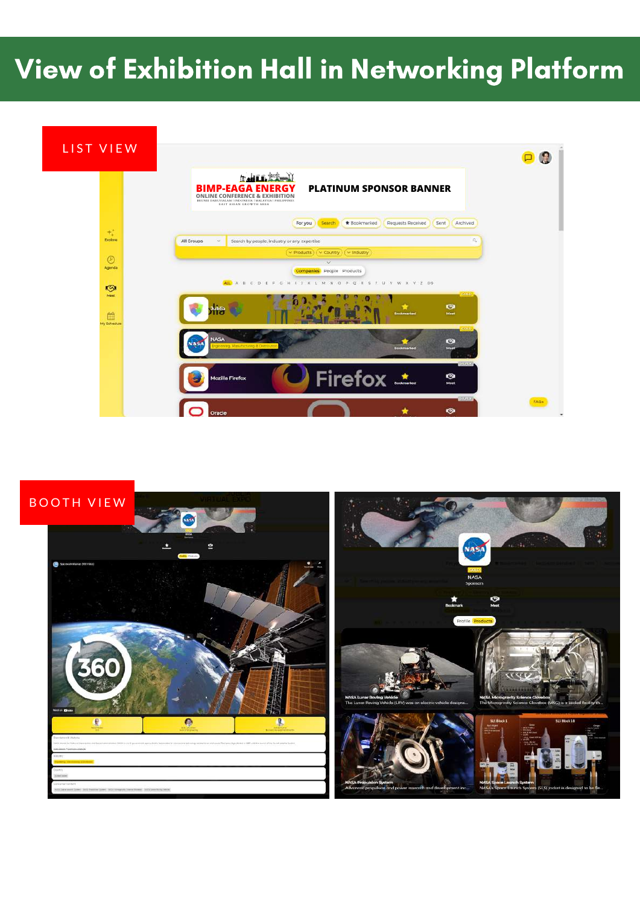# View of Exhibition Hall in Networking Platform

## LIST VIEW

## BOOTH VIEW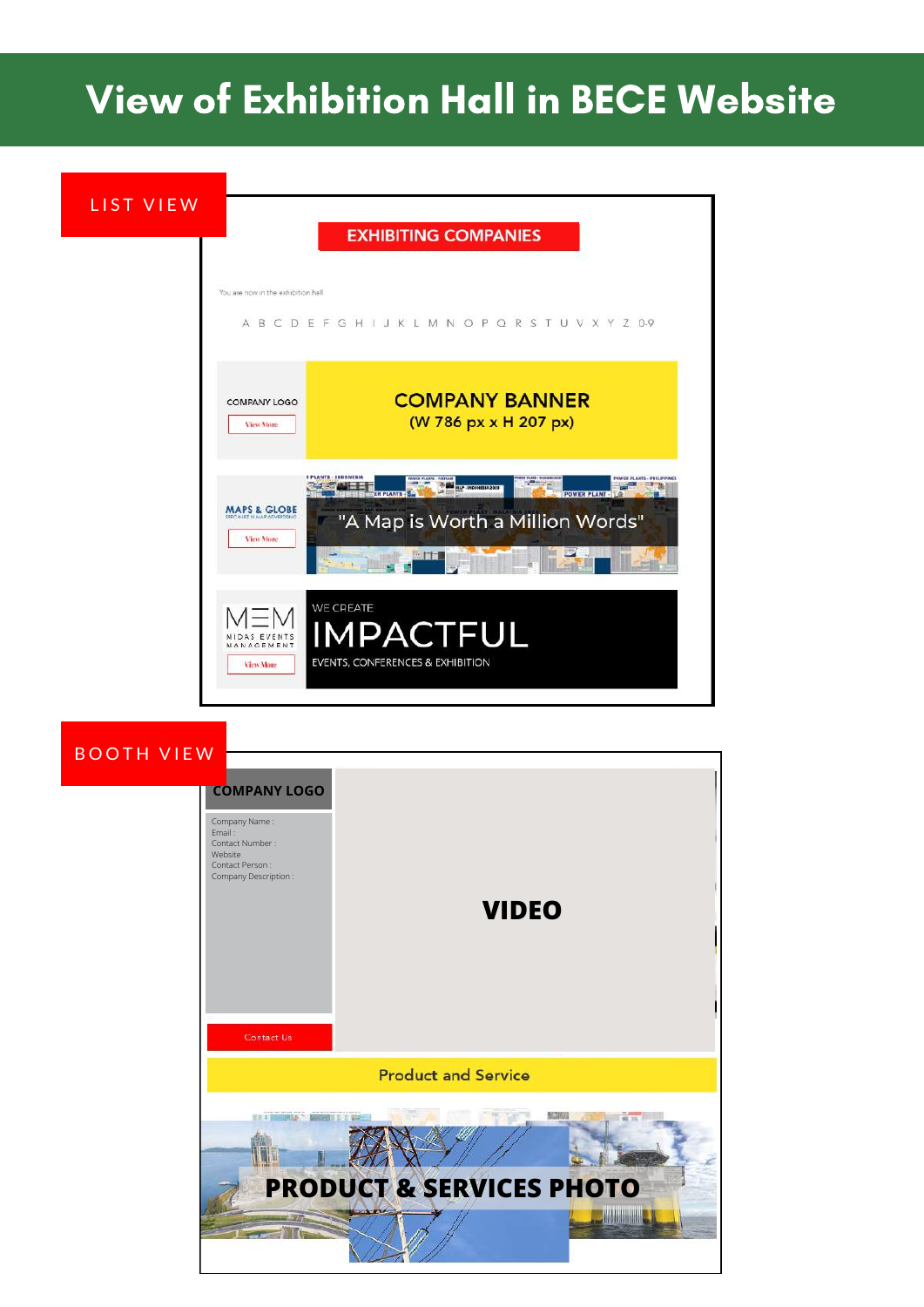# View of Exhibition Hall in BECE Website

## LIST VIEW

EXHIBITING COMPANIES

You are now in the exhibition hall

A B C D E F G H I J K L M N O P Q R S T U V X Y Z 0-9

COMPANY LOGO

View More

COMPANY BANNER
(W 786 px x H 207 px)

MAPS & GLOBE

View More

"A Map is Worth a Million Words"

MIDAS EVENTS MANAGEMENT

View More

WE CREATE
IMPACTFUL
EVENTS, CONFERENCES & EXHIBITION

## BOOTH VIEW

COMPANY LOGO

Company Name :
Email :
Contact Number :
Website
Contact Person :
Company Description :

Contact Us

VIDEO

Product and Service

PRODUCT & SERVICES PHOTO